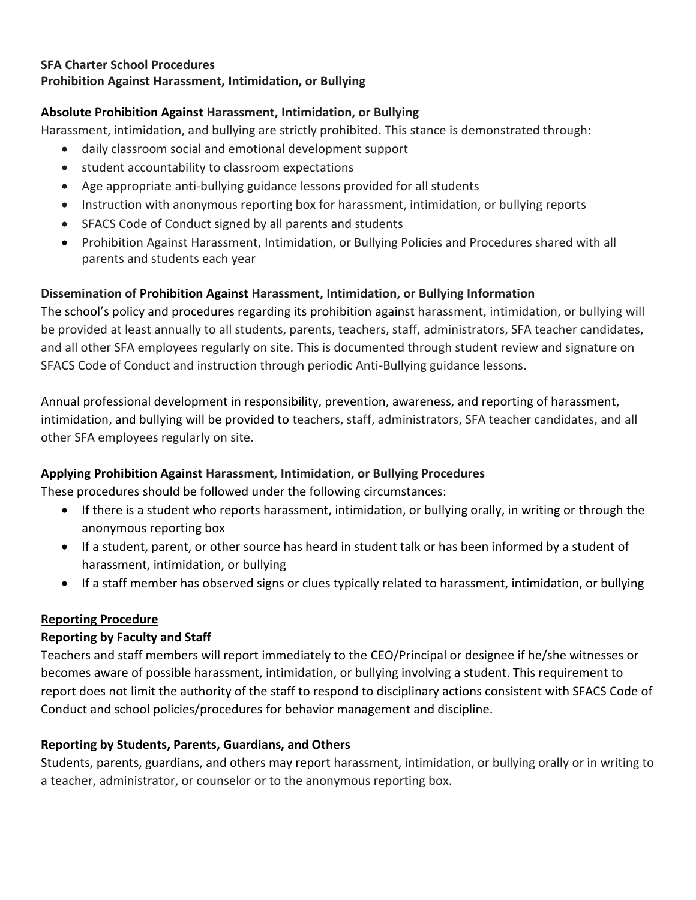**SFA Charter School Procedures**
**Prohibition Against Harassment, Intimidation, or Bullying**

### Absolute Prohibition Against Harassment, Intimidation, or Bullying

Harassment, intimidation, and bullying are strictly prohibited. This stance is demonstrated through:

- daily classroom social and emotional development support
- student accountability to classroom expectations
- Age appropriate anti-bullying guidance lessons provided for all students
- Instruction with anonymous reporting box for harassment, intimidation, or bullying reports
- SFACS Code of Conduct signed by all parents and students
- Prohibition Against Harassment, Intimidation, or Bullying Policies and Procedures shared with all parents and students each year

### Dissemination of Prohibition Against Harassment, Intimidation, or Bullying Information

The school's policy and procedures regarding its prohibition against harassment, intimidation, or bullying will be provided at least annually to all students, parents, teachers, staff, administrators, SFA teacher candidates, and all other SFA employees regularly on site. This is documented through student review and signature on SFACS Code of Conduct and instruction through periodic Anti-Bullying guidance lessons.

Annual professional development in responsibility, prevention, awareness, and reporting of harassment, intimidation, and bullying will be provided to teachers, staff, administrators, SFA teacher candidates, and all other SFA employees regularly on site.

### Applying Prohibition Against Harassment, Intimidation, or Bullying Procedures

These procedures should be followed under the following circumstances:

- If there is a student who reports harassment, intimidation, or bullying orally, in writing or through the anonymous reporting box
- If a student, parent, or other source has heard in student talk or has been informed by a student of harassment, intimidation, or bullying
- If a staff member has observed signs or clues typically related to harassment, intimidation, or bullying

## <u>Reporting Procedure</u>

### Reporting by Faculty and Staff

Teachers and staff members will report immediately to the CEO/Principal or designee if he/she witnesses or becomes aware of possible harassment, intimidation, or bullying involving a student. This requirement to report does not limit the authority of the staff to respond to disciplinary actions consistent with SFACS Code of Conduct and school policies/procedures for behavior management and discipline.

### Reporting by Students, Parents, Guardians, and Others

Students, parents, guardians, and others may report harassment, intimidation, or bullying orally or in writing to a teacher, administrator, or counselor or to the anonymous reporting box.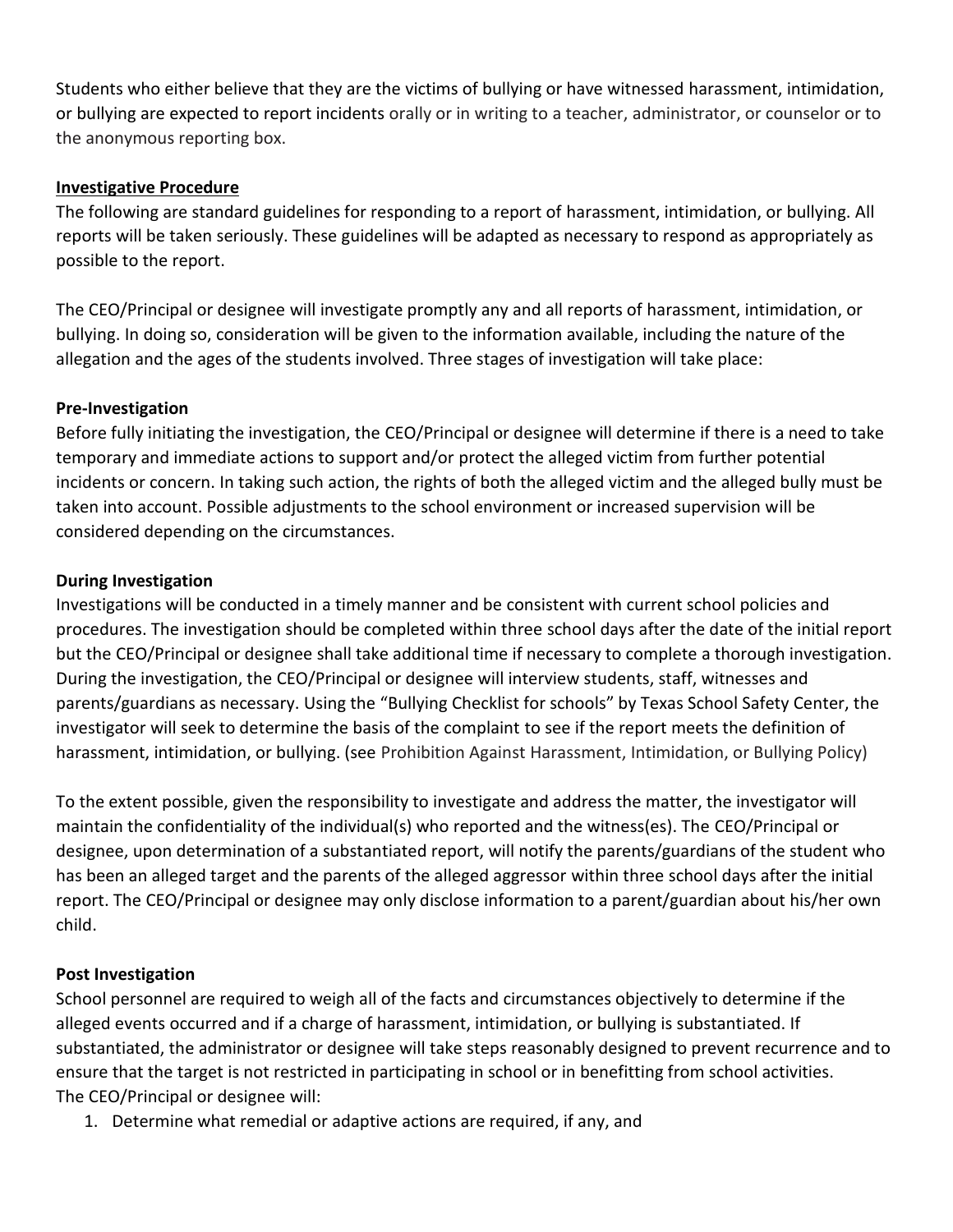Students who either believe that they are the victims of bullying or have witnessed harassment, intimidation, or bullying are expected to report incidents orally or in writing to a teacher, administrator, or counselor or to the anonymous reporting box.

**Investigative Procedure**

The following are standard guidelines for responding to a report of harassment, intimidation, or bullying. All reports will be taken seriously. These guidelines will be adapted as necessary to respond as appropriately as possible to the report.

The CEO/Principal or designee will investigate promptly any and all reports of harassment, intimidation, or bullying. In doing so, consideration will be given to the information available, including the nature of the allegation and the ages of the students involved. Three stages of investigation will take place:

**Pre-Investigation**

Before fully initiating the investigation, the CEO/Principal or designee will determine if there is a need to take temporary and immediate actions to support and/or protect the alleged victim from further potential incidents or concern. In taking such action, the rights of both the alleged victim and the alleged bully must be taken into account. Possible adjustments to the school environment or increased supervision will be considered depending on the circumstances.

**During Investigation**

Investigations will be conducted in a timely manner and be consistent with current school policies and procedures. The investigation should be completed within three school days after the date of the initial report but the CEO/Principal or designee shall take additional time if necessary to complete a thorough investigation. During the investigation, the CEO/Principal or designee will interview students, staff, witnesses and parents/guardians as necessary. Using the "Bullying Checklist for schools" by Texas School Safety Center, the investigator will seek to determine the basis of the complaint to see if the report meets the definition of harassment, intimidation, or bullying. (see Prohibition Against Harassment, Intimidation, or Bullying Policy)

To the extent possible, given the responsibility to investigate and address the matter, the investigator will maintain the confidentiality of the individual(s) who reported and the witness(es). The CEO/Principal or designee, upon determination of a substantiated report, will notify the parents/guardians of the student who has been an alleged target and the parents of the alleged aggressor within three school days after the initial report. The CEO/Principal or designee may only disclose information to a parent/guardian about his/her own child.

**Post Investigation**

School personnel are required to weigh all of the facts and circumstances objectively to determine if the alleged events occurred and if a charge of harassment, intimidation, or bullying is substantiated. If substantiated, the administrator or designee will take steps reasonably designed to prevent recurrence and to ensure that the target is not restricted in participating in school or in benefitting from school activities.
The CEO/Principal or designee will:

1. Determine what remedial or adaptive actions are required, if any, and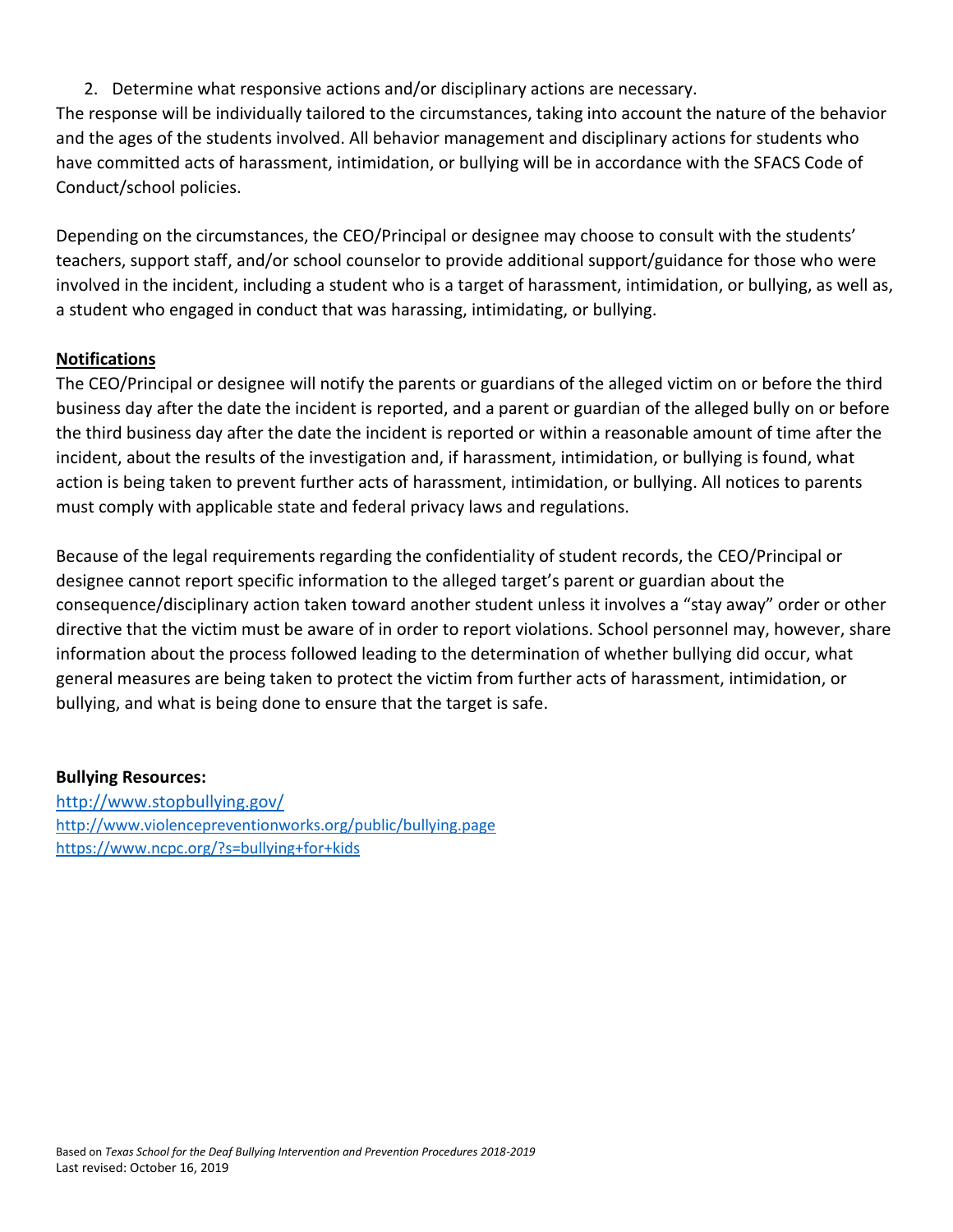2. Determine what responsive actions and/or disciplinary actions are necessary.

The response will be individually tailored to the circumstances, taking into account the nature of the behavior and the ages of the students involved. All behavior management and disciplinary actions for students who have committed acts of harassment, intimidation, or bullying will be in accordance with the SFACS Code of Conduct/school policies.

Depending on the circumstances, the CEO/Principal or designee may choose to consult with the students' teachers, support staff, and/or school counselor to provide additional support/guidance for those who were involved in the incident, including a student who is a target of harassment, intimidation, or bullying, as well as, a student who engaged in conduct that was harassing, intimidating, or bullying.

**Notifications**

The CEO/Principal or designee will notify the parents or guardians of the alleged victim on or before the third business day after the date the incident is reported, and a parent or guardian of the alleged bully on or before the third business day after the date the incident is reported or within a reasonable amount of time after the incident, about the results of the investigation and, if harassment, intimidation, or bullying is found, what action is being taken to prevent further acts of harassment, intimidation, or bullying. All notices to parents must comply with applicable state and federal privacy laws and regulations.

Because of the legal requirements regarding the confidentiality of student records, the CEO/Principal or designee cannot report specific information to the alleged target's parent or guardian about the consequence/disciplinary action taken toward another student unless it involves a "stay away" order or other directive that the victim must be aware of in order to report violations. School personnel may, however, share information about the process followed leading to the determination of whether bullying did occur, what general measures are being taken to protect the victim from further acts of harassment, intimidation, or bullying, and what is being done to ensure that the target is safe.

**Bullying Resources:**

http://www.stopbullying.gov/
http://www.violencepreventionworks.org/public/bullying.page
https://www.ncpc.org/?s=bullying+for+kids

Based on *Texas School for the Deaf Bullying Intervention and Prevention Procedures 2018-2019*
Last revised: October 16, 2019